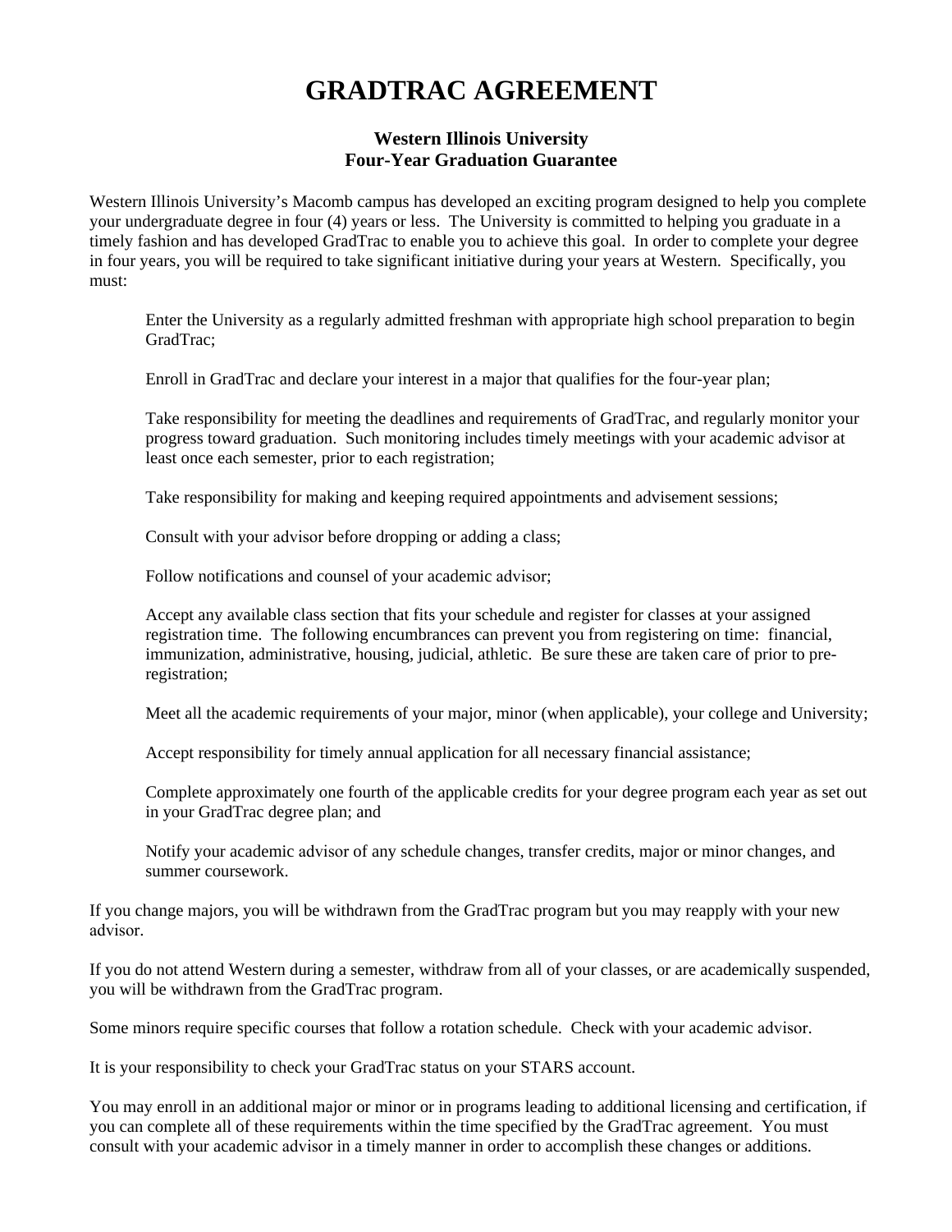# GRADTRAC AGREEMENT

### Western Illinois University
### Four-Year Graduation Guarantee

Western Illinois University's Macomb campus has developed an exciting program designed to help you complete your undergraduate degree in four (4) years or less. The University is committed to helping you graduate in a timely fashion and has developed GradTrac to enable you to achieve this goal. In order to complete your degree in four years, you will be required to take significant initiative during your years at Western. Specifically, you must:

> Enter the University as a regularly admitted freshman with appropriate high school preparation to begin GradTrac;
>
> Enroll in GradTrac and declare your interest in a major that qualifies for the four-year plan;
>
> Take responsibility for meeting the deadlines and requirements of GradTrac, and regularly monitor your progress toward graduation. Such monitoring includes timely meetings with your academic advisor at least once each semester, prior to each registration;
>
> Take responsibility for making and keeping required appointments and advisement sessions;
>
> Consult with your advisor before dropping or adding a class;
>
> Follow notifications and counsel of your academic advisor;
>
> Accept any available class section that fits your schedule and register for classes at your assigned registration time. The following encumbrances can prevent you from registering on time: financial, immunization, administrative, housing, judicial, athletic. Be sure these are taken care of prior to pre-registration;
>
> Meet all the academic requirements of your major, minor (when applicable), your college and University;
>
> Accept responsibility for timely annual application for all necessary financial assistance;
>
> Complete approximately one fourth of the applicable credits for your degree program each year as set out in your GradTrac degree plan; and
>
> Notify your academic advisor of any schedule changes, transfer credits, major or minor changes, and summer coursework.

If you change majors, you will be withdrawn from the GradTrac program but you may reapply with your new advisor.

If you do not attend Western during a semester, withdraw from all of your classes, or are academically suspended, you will be withdrawn from the GradTrac program.

Some minors require specific courses that follow a rotation schedule. Check with your academic advisor.

It is your responsibility to check your GradTrac status on your STARS account.

You may enroll in an additional major or minor or in programs leading to additional licensing and certification, if you can complete all of these requirements within the time specified by the GradTrac agreement. You must consult with your academic advisor in a timely manner in order to accomplish these changes or additions.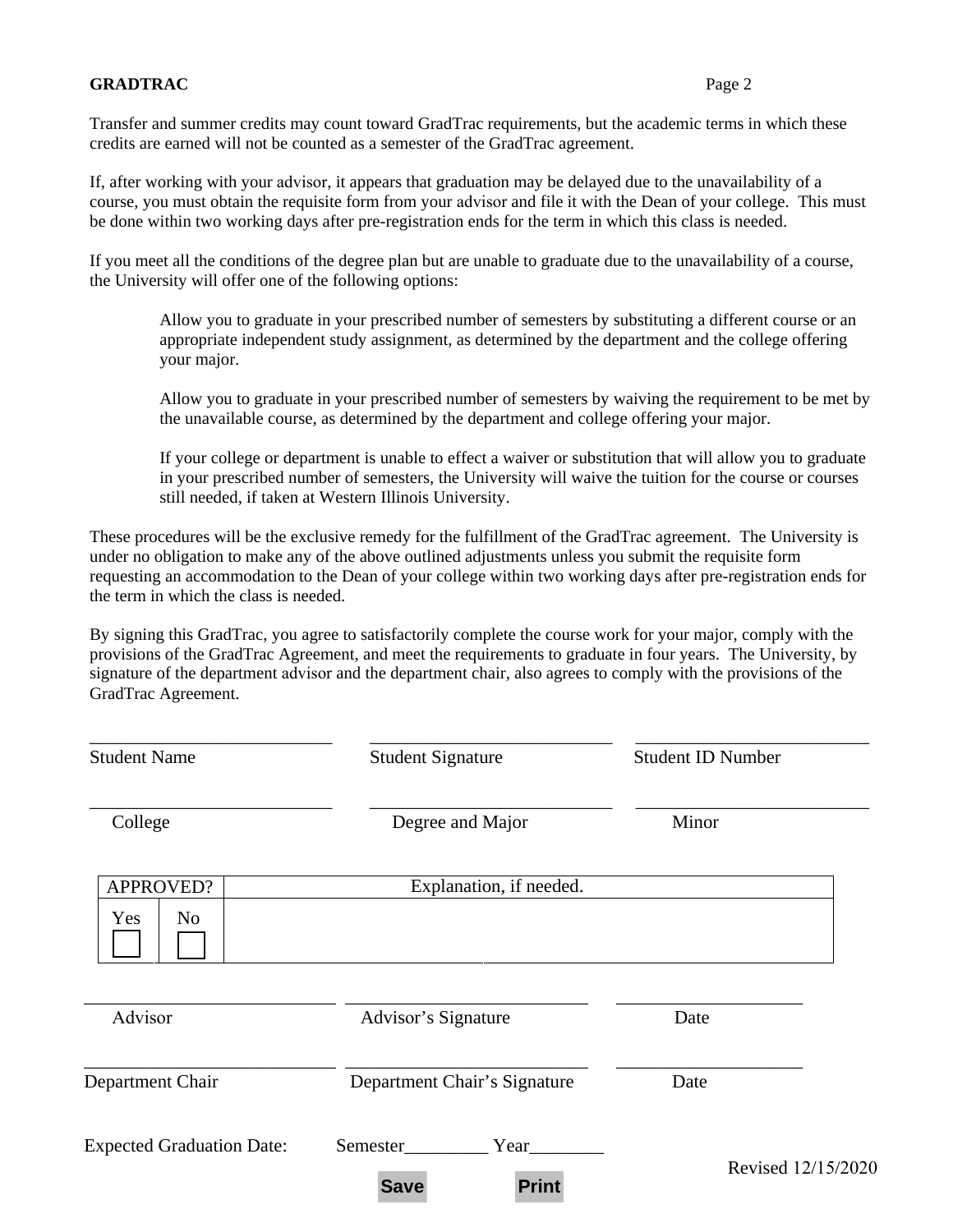Transfer and summer credits may count toward GradTrac requirements, but the academic terms in which these credits are earned will not be counted as a semester of the GradTrac agreement.

If, after working with your advisor, it appears that graduation may be delayed due to the unavailability of a course, you must obtain the requisite form from your advisor and file it with the Dean of your college. This must be done within two working days after pre-registration ends for the term in which this class is needed.

If you meet all the conditions of the degree plan but are unable to graduate due to the unavailability of a course, the University will offer one of the following options:

> Allow you to graduate in your prescribed number of semesters by substituting a different course or an appropriate independent study assignment, as determined by the department and the college offering your major.
>
> Allow you to graduate in your prescribed number of semesters by waiving the requirement to be met by the unavailable course, as determined by the department and college offering your major.
>
> If your college or department is unable to effect a waiver or substitution that will allow you to graduate in your prescribed number of semesters, the University will waive the tuition for the course or courses still needed, if taken at Western Illinois University.

These procedures will be the exclusive remedy for the fulfillment of the GradTrac agreement. The University is under no obligation to make any of the above outlined adjustments unless you submit the requisite form requesting an accommodation to the Dean of your college within two working days after pre-registration ends for the term in which the class is needed.

By signing this GradTrac, you agree to satisfactorily complete the course work for your major, comply with the provisions of the GradTrac Agreement, and meet the requirements to graduate in four years. The University, by signature of the department advisor and the department chair, also agrees to comply with the provisions of the GradTrac Agreement.

| | | |
|---|---|---|
| ___________________________ | ___________________________ | ___________________________ |
| Student Name | Student Signature | Student ID Number |
| ___________________________ | ___________________________ | ___________________________ |
| College | Degree and Major | Minor |

| APPROVED? | | Explanation, if needed. |
|---|---|---|
| Yes ☐ | No ☐ | |

| | | |
|---|---|---|
| ___________________________ | ___________________________ | ____________________ |
| Advisor | Advisor's Signature | Date |
| ___________________________ | ___________________________ | ____________________ |
| Department Chair | Department Chair's Signature | Date |

Expected Graduation Date: Semester_________ Year________

Revised 12/15/2020

Save Print